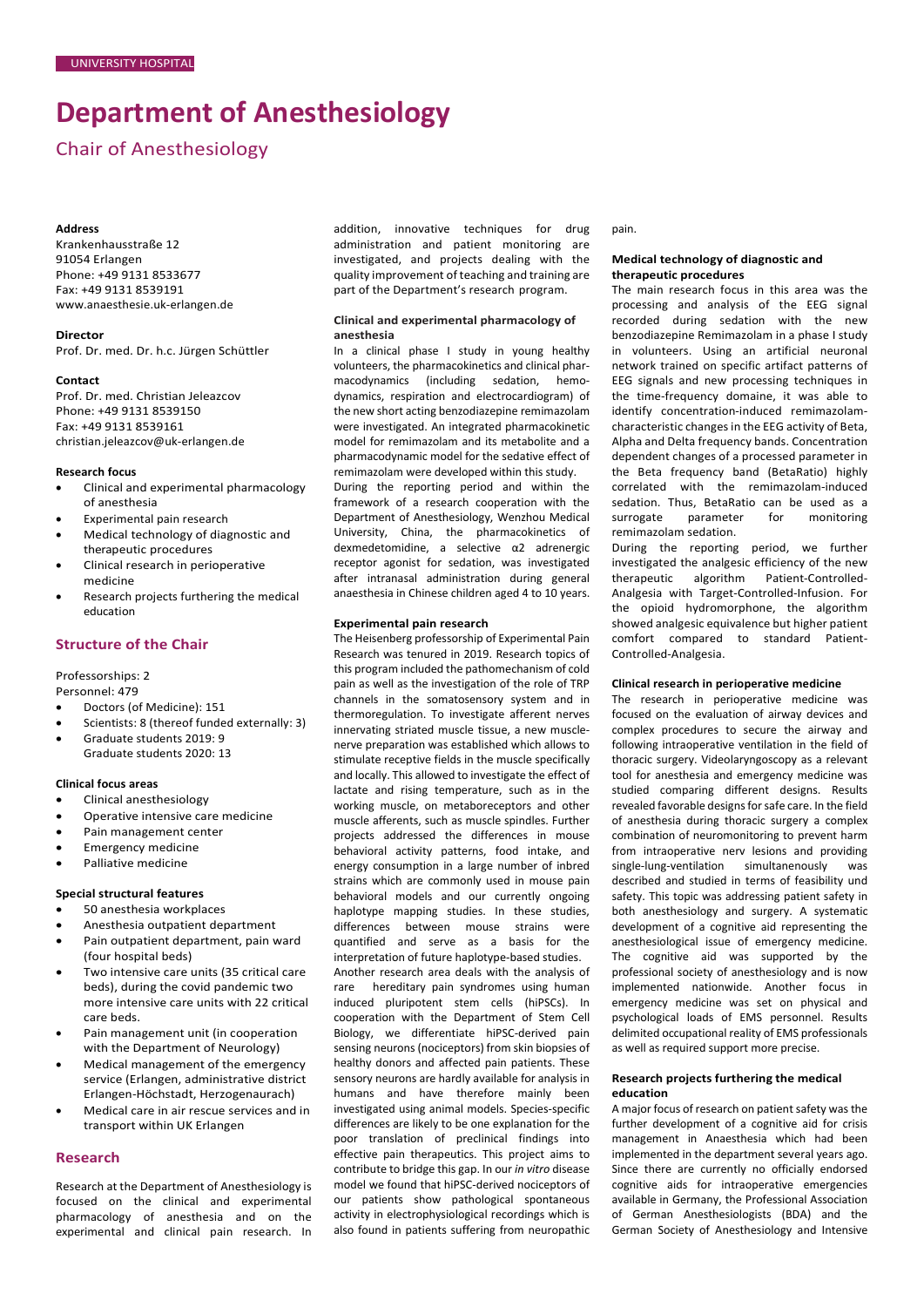UNIVERSITY HOSPITAL

# Department of Anesthesiology

## Chair of Anesthesiology

**Address**
Krankenhausstraße 12
91054 Erlangen
Phone: +49 9131 8533677
Fax: +49 9131 8539191
www.anaesthesie.uk-erlangen.de

**Director**
Prof. Dr. med. Dr. h.c. Jürgen Schüttler

**Contact**
Prof. Dr. med. Christian Jeleazcov
Phone: +49 9131 8539150
Fax: +49 9131 8539161
christian.jeleazcov@uk-erlangen.de

**Research focus**

- Clinical and experimental pharmacology of anesthesia
- Experimental pain research
- Medical technology of diagnostic and therapeutic procedures
- Clinical research in perioperative medicine
- Research projects furthering the medical education

## Structure of the Chair

Professorships: 2
Personnel: 479

- Doctors (of Medicine): 151
- Scientists: 8 (thereof funded externally: 3)
- Graduate students 2019: 9
  Graduate students 2020: 13

**Clinical focus areas**

- Clinical anesthesiology
- Operative intensive care medicine
- Pain management center
- Emergency medicine
- Palliative medicine

**Special structural features**

- 50 anesthesia workplaces
- Anesthesia outpatient department
- Pain outpatient department, pain ward (four hospital beds)
- Two intensive care units (35 critical care beds), during the covid pandemic two more intensive care units with 22 critical care beds.
- Pain management unit (in cooperation with the Department of Neurology)
- Medical management of the emergency service (Erlangen, administrative district Erlangen-Höchstadt, Herzogenaurach)
- Medical care in air rescue services and in transport within UK Erlangen

## Research

Research at the Department of Anesthesiology is focused on the clinical and experimental pharmacology of anesthesia and on the experimental and clinical pain research. In addition, innovative techniques for drug administration and patient monitoring are investigated, and projects dealing with the quality improvement of teaching and training are part of the Department's research program.

### Clinical and experimental pharmacology of anesthesia

In a clinical phase I study in young healthy volunteers, the pharmacokinetics and clinical pharmacodynamics (including sedation, hemodynamics, respiration and electrocardiogram) of the new short acting benzodiazepine remimazolam were investigated. An integrated pharmacokinetic model for remimazolam and its metabolite and a pharmacodynamic model for the sedative effect of remimazolam were developed within this study.
During the reporting period and within the framework of a research cooperation with the Department of Anesthesiology, Wenzhou Medical University, China, the pharmacokinetics of dexmedetomidine, a selective α2 adrenergic receptor agonist for sedation, was investigated after intranasal administration during general anaesthesia in Chinese children aged 4 to 10 years.

### Experimental pain research

The Heisenberg professorship of Experimental Pain Research was tenured in 2019. Research topics of this program included the pathomechanism of cold pain as well as the investigation of the role of TRP channels in the somatosensory system and in thermoregulation. To investigate afferent nerves innervating striated muscle tissue, a new muscle-nerve preparation was established which allows to stimulate receptive fields in the muscle specifically and locally. This allowed to investigate the effect of lactate and rising temperature, such as in the working muscle, on metaboreceptors and other muscle afferents, such as muscle spindles. Further projects addressed the differences in mouse behavioral activity patterns, food intake, and energy consumption in a large number of inbred strains which are commonly used in mouse pain behavioral models and our currently ongoing haplotype mapping studies. In these studies, differences between mouse strains were quantified and serve as a basis for the interpretation of future haplotype-based studies.
Another research area deals with the analysis of rare hereditary pain syndromes using human induced pluripotent stem cells (hiPSCs). In cooperation with the Department of Stem Cell Biology, we differentiate hiPSC-derived pain sensing neurons (nociceptors) from skin biopsies of healthy donors and affected pain patients. These sensory neurons are hardly available for analysis in humans and have therefore mainly been investigated using animal models. Species-specific differences are likely to be one explanation for the poor translation of preclinical findings into effective pain therapeutics. This project aims to contribute to bridge this gap. In our *in vitro* disease model we found that hiPSC-derived nociceptors of our patients show pathological spontaneous activity in electrophysiological recordings which is also found in patients suffering from neuropathic pain.

### Medical technology of diagnostic and therapeutic procedures

The main research focus in this area was the processing and analysis of the EEG signal recorded during sedation with the new benzodiazepine Remimazolam in a phase I study in volunteers. Using an artificial neuronal network trained on specific artifact patterns of EEG signals and new processing techniques in the time-frequency domaine, it was able to identify concentration-induced remimazolam-characteristic changes in the EEG activity of Beta, Alpha and Delta frequency bands. Concentration dependent changes of a processed parameter in the Beta frequency band (BetaRatio) highly correlated with the remimazolam-induced sedation. Thus, BetaRatio can be used as a surrogate parameter for monitoring remimazolam sedation.
During the reporting period, we further investigated the analgesic efficiency of the new therapeutic algorithm Patient-Controlled-Analgesia with Target-Controlled-Infusion. For the opioid hydromorphone, the algorithm showed analgesic equivalence but higher patient comfort compared to standard Patient-Controlled-Analgesia.

### Clinical research in perioperative medicine

The research in perioperative medicine was focused on the evaluation of airway devices and complex procedures to secure the airway and following intraoperative ventilation in the field of thoracic surgery. Videolaryngoscopy as a relevant tool for anesthesia and emergency medicine was studied comparing different designs. Results revealed favorable designs for safe care. In the field of anesthesia during thoracic surgery a complex combination of neuromonitoring to prevent harm from intraoperative nerv lesions and providing single-lung-ventilation simultanenously was described and studied in terms of feasibility und safety. This topic was addressing patient safety in both anesthesiology and surgery. A systematic development of a cognitive aid representing the anesthesiological issue of emergency medicine. The cognitive aid was supported by the professional society of anesthesiology and is now implemented nationwide. Another focus in emergency medicine was set on physical and psychological loads of EMS personnel. Results delimited occupational reality of EMS professionals as well as required support more precise.

### Research projects furthering the medical education

A major focus of research on patient safety was the further development of a cognitive aid for crisis management in Anaesthesia which had been implemented in the department several years ago. Since there are currently no officially endorsed cognitive aids for intraoperative emergencies available in Germany, the Professional Association of German Anesthesiologists (BDA) and the German Society of Anesthesiology and Intensive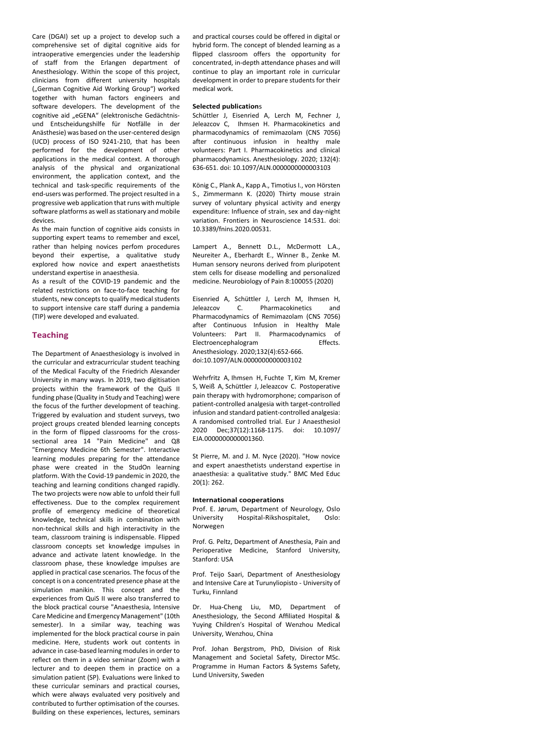Care (DGAI) set up a project to develop such a comprehensive set of digital cognitive aids for intraoperative emergencies under the leadership of staff from the Erlangen department of Anesthesiology. Within the scope of this project, clinicians from different university hospitals („German Cognitive Aid Working Group") worked together with human factors engineers and software developers. The development of the cognitive aid „eGENA" (elektronische Gedächtnis- und Entscheidungshilfe für Notfälle in der Anästhesie) was based on the user-centered design (UCD) process of ISO 9241-210, that has been performed for the development of other applications in the medical context. A thorough analysis of the physical and organizational environment, the application context, and the technical and task-specific requirements of the end-users was performed. The project resulted in a progressive web application that runs with multiple software platforms as well as stationary and mobile devices.

As the main function of cognitive aids consists in supporting expert teams to remember and excel, rather than helping novices perfom procedures beyond their expertise, a qualitative study explored how novice and expert anaesthetists understand expertise in anaesthesia.

As a result of the COVID-19 pandemic and the related restrictions on face-to-face teaching for students, new concepts to qualify medical students to support intensive care staff during a pandemia (TIP) were developed and evaluated.

## Teaching

The Department of Anaesthesiology is involved in the curricular and extracurricular student teaching of the Medical Faculty of the Friedrich Alexander University in many ways. In 2019, two digitisation projects within the framework of the QuiS II funding phase (Quality in Study and Teaching) were the focus of the further development of teaching. Triggered by evaluation and student surveys, two project groups created blended learning concepts in the form of flipped classrooms for the cross-sectional area 14 "Pain Medicine" and Q8 "Emergency Medicine 6th Semester". Interactive learning modules preparing for the attendance phase were created in the StudOn learning platform. With the Covid-19 pandemic in 2020, the teaching and learning conditions changed rapidly. The two projects were now able to unfold their full effectiveness. Due to the complex requirement profile of emergency medicine of theoretical knowledge, technical skills in combination with non-technical skills and high interactivity in the team, classroom training is indispensable. Flipped classroom concepts set knowledge impulses in advance and activate latent knowledge. In the classroom phase, these knowledge impulses are applied in practical case scenarios. The focus of the concept is on a concentrated presence phase at the simulation manikin. This concept and the experiences from QuiS II were also transferred to the block practical course "Anaesthesia, Intensive Care Medicine and Emergency Management" (10th semester). In a similar way, teaching was implemented for the block practical course in pain medicine. Here, students work out contents in advance in case-based learning modules in order to reflect on them in a video seminar (Zoom) with a lecturer and to deepen them in practice on a simulation patient (SP). Evaluations were linked to these curricular seminars and practical courses, which were always evaluated very positively and contributed to further optimisation of the courses. Building on these experiences, lectures, seminars and practical courses could be offered in digital or hybrid form. The concept of blended learning as a flipped classroom offers the opportunity for concentrated, in-depth attendance phases and will continue to play an important role in curricular development in order to prepare students for their medical work.

### Selected publications

Schüttler J, Eisenried A, Lerch M, Fechner J, Jeleazcov C, Ihmsen H. Pharmacokinetics and pharmacodynamics of remimazolam (CNS 7056) after continuous infusion in healthy male volunteers: Part I. Pharmacokinetics and clinical pharmacodynamics. Anesthesiology. 2020; 132(4): 636-651. doi: 10.1097/ALN.0000000000003103

König C., Plank A., Kapp A., Timotius I., von Hörsten S., Zimmermann K. (2020) Thirty mouse strain survey of voluntary physical activity and energy expenditure: Influence of strain, sex and day-night variation. Frontiers in Neuroscience 14:531. doi: 10.3389/fnins.2020.00531.

Lampert A., Bennett D.L., McDermott L.A., Neureiter A., Eberhardt E., Winner B., Zenke M. Human sensory neurons derived from pluripotent stem cells for disease modelling and personalized medicine. Neurobiology of Pain 8:100055 (2020)

Eisenried A, Schüttler J, Lerch M, Ihmsen H, Jeleazcov C. Pharmacokinetics and Pharmacodynamics of Remimazolam (CNS 7056) after Continuous Infusion in Healthy Male Volunteers: Part II. Pharmacodynamics of Electroencephalogram Effects. Anesthesiology. 2020;132(4):652-666. doi:10.1097/ALN.0000000000003102

Wehrfritz A, Ihmsen H, Fuchte T, Kim M, Kremer S, Weiß A, Schüttler J, Jeleazcov C. Postoperative pain therapy with hydromorphone; comparison of patient-controlled analgesia with target-controlled infusion and standard patient-controlled analgesia: A randomised controlled trial. Eur J Anaesthesiol 2020 Dec;37(12):1168-1175. doi: 10.1097/EJA.0000000000001360.

St Pierre, M. and J. M. Nyce (2020). "How novice and expert anaesthetists understand expertise in anaesthesia: a qualitative study." BMC Med Educ 20(1): 262.

### International cooperations

Prof. E. Jørum, Department of Neurology, Oslo University Hospital-Rikshospitalet, Oslo: Norwegen

Prof. G. Peltz, Department of Anesthesia, Pain and Perioperative Medicine, Stanford University, Stanford: USA

Prof. Teijo Saari, Department of Anesthesiology and Intensive Care at Turunyliopisto - University of Turku, Finnland

Dr. Hua-Cheng Liu, MD, Department of Anesthesiology, the Second Affiliated Hospital & Yuying Children's Hospital of Wenzhou Medical University, Wenzhou, China

Prof. Johan Bergstrom, PhD, Division of Risk Management and Societal Safety, Director MSc. Programme in Human Factors & Systems Safety, Lund University, Sweden